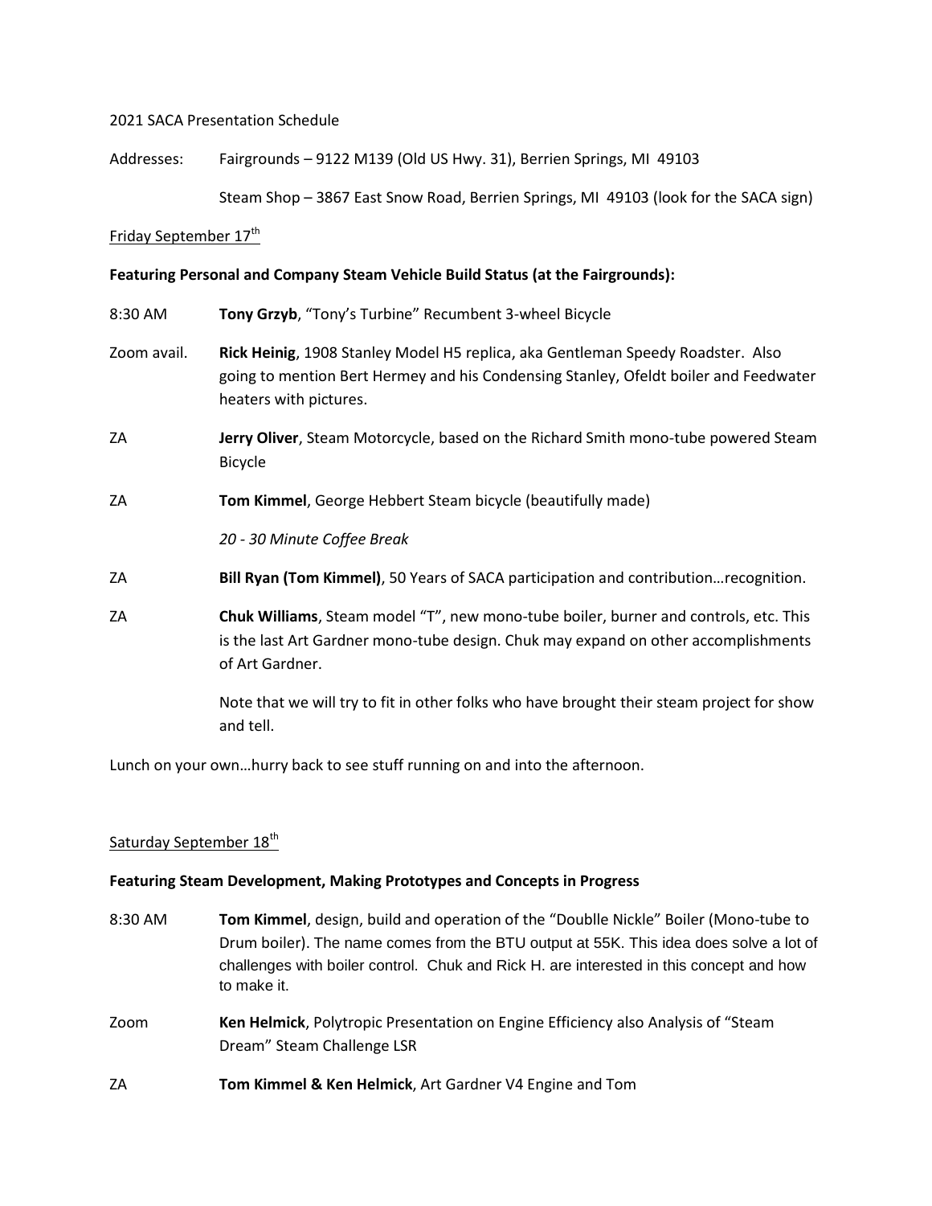2021 SACA Presentation Schedule

Addresses: Fairgrounds – 9122 M139 (Old US Hwy. 31), Berrien Springs, MI 49103

Steam Shop – 3867 East Snow Road, Berrien Springs, MI 49103 (look for the SACA sign)

Friday September 17th

**Featuring Personal and Company Steam Vehicle Build Status (at the Fairgrounds):**

8:30 AM **Tony Grzyb**, "Tony's Turbine" Recumbent 3-wheel Bicycle

Zoom avail. **Rick Heinig**, 1908 Stanley Model H5 replica, aka Gentleman Speedy Roadster. Also going to mention Bert Hermey and his Condensing Stanley, Ofeldt boiler and Feedwater heaters with pictures.

ZA **Jerry Oliver**, Steam Motorcycle, based on the Richard Smith mono-tube powered Steam Bicycle

ZA **Tom Kimmel**, George Hebbert Steam bicycle (beautifully made)

*20 - 30 Minute Coffee Break*

ZA **Bill Ryan (Tom Kimmel)**, 50 Years of SACA participation and contribution…recognition.

ZA **Chuk Williams**, Steam model "T", new mono-tube boiler, burner and controls, etc. This is the last Art Gardner mono-tube design. Chuk may expand on other accomplishments of Art Gardner.

Note that we will try to fit in other folks who have brought their steam project for show and tell.

Lunch on your own…hurry back to see stuff running on and into the afternoon.

Saturday September 18th

**Featuring Steam Development, Making Prototypes and Concepts in Progress**

8:30 AM **Tom Kimmel**, design, build and operation of the "Doublle Nickle" Boiler (Mono-tube to Drum boiler). The name comes from the BTU output at 55K. This idea does solve a lot of challenges with boiler control. Chuk and Rick H. are interested in this concept and how to make it.

Zoom **Ken Helmick**, Polytropic Presentation on Engine Efficiency also Analysis of "Steam Dream" Steam Challenge LSR

ZA **Tom Kimmel & Ken Helmick**, Art Gardner V4 Engine and Tom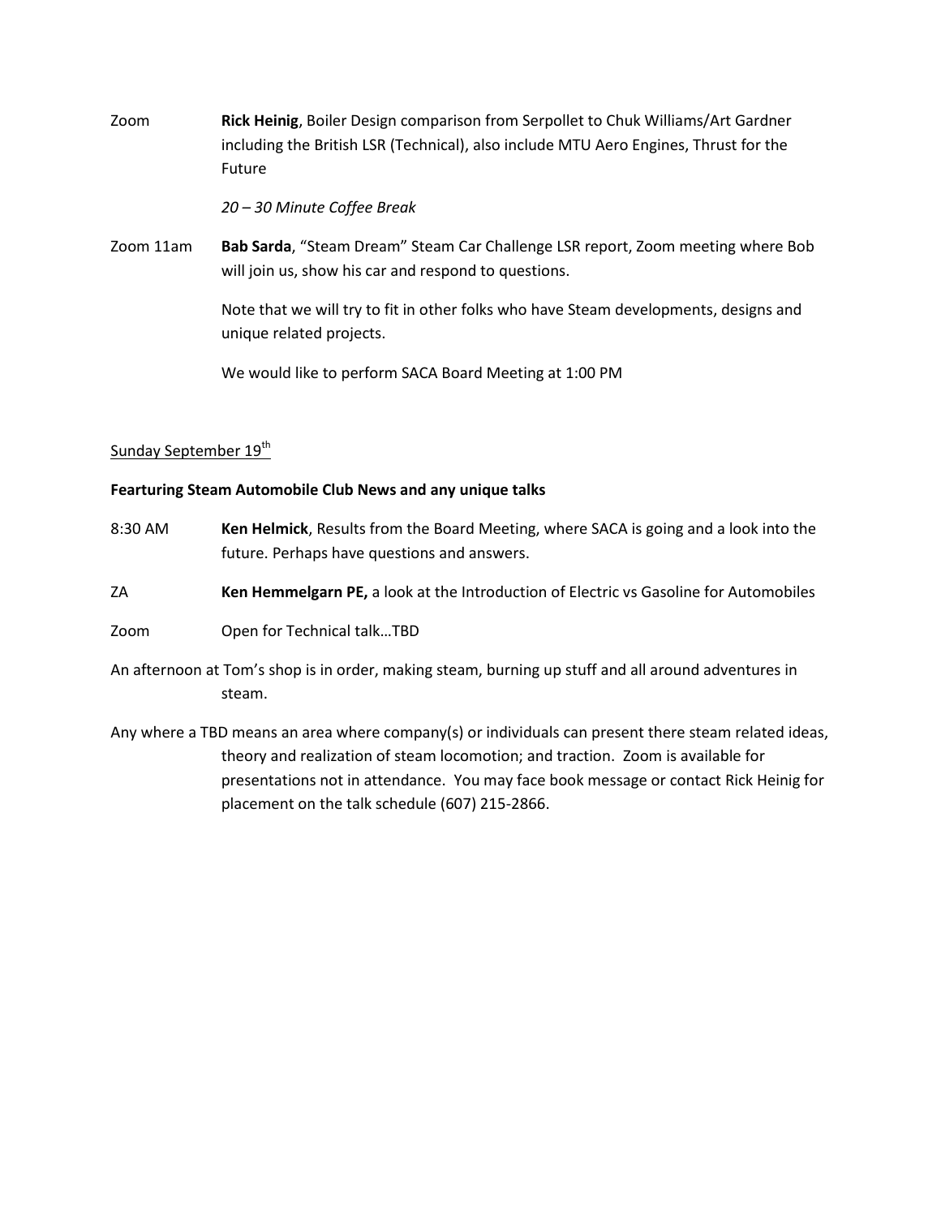Zoom **Rick Heinig**, Boiler Design comparison from Serpollet to Chuk Williams/Art Gardner including the British LSR (Technical), also include MTU Aero Engines, Thrust for the Future

*20 – 30 Minute Coffee Break*

Zoom 11am **Bab Sarda**, "Steam Dream" Steam Car Challenge LSR report, Zoom meeting where Bob will join us, show his car and respond to questions.

Note that we will try to fit in other folks who have Steam developments, designs and unique related projects.

We would like to perform SACA Board Meeting at 1:00 PM

<u>Sunday September 19th</u>

**Fearturing Steam Automobile Club News and any unique talks**

8:30 AM **Ken Helmick**, Results from the Board Meeting, where SACA is going and a look into the future. Perhaps have questions and answers.

ZA **Ken Hemmelgarn PE,** a look at the Introduction of Electric vs Gasoline for Automobiles

Zoom Open for Technical talk…TBD

An afternoon at Tom's shop is in order, making steam, burning up stuff and all around adventures in steam.

Any where a TBD means an area where company(s) or individuals can present there steam related ideas, theory and realization of steam locomotion; and traction. Zoom is available for presentations not in attendance. You may face book message or contact Rick Heinig for placement on the talk schedule (607) 215-2866.